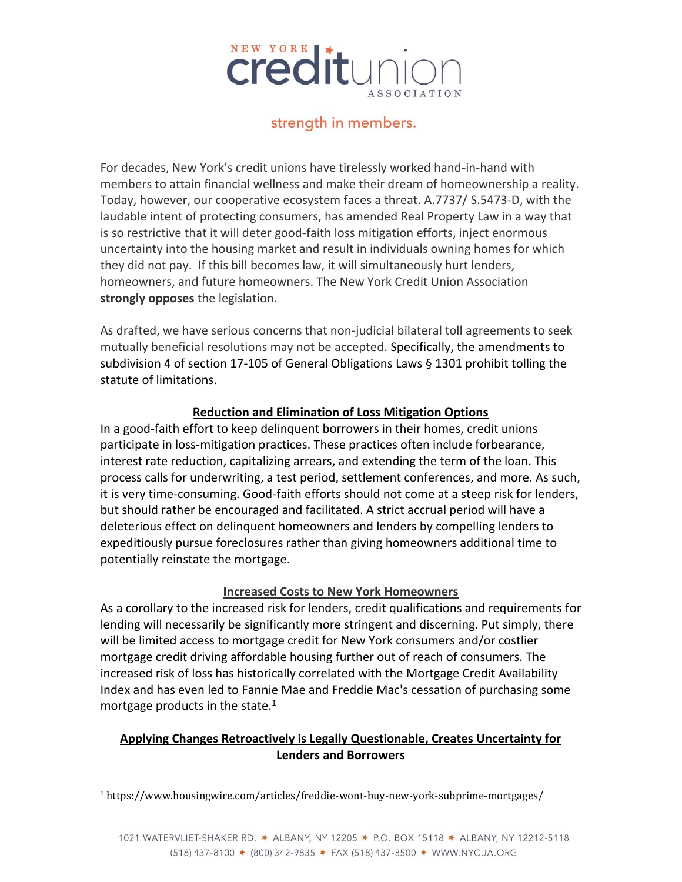# NEW YORK credit union ASSOCIATION

strength in members.

For decades, New York's credit unions have tirelessly worked hand-in-hand with members to attain financial wellness and make their dream of homeownership a reality. Today, however, our cooperative ecosystem faces a threat. A.7737/ S.5473-D, with the laudable intent of protecting consumers, has amended Real Property Law in a way that is so restrictive that it will deter good-faith loss mitigation efforts, inject enormous uncertainty into the housing market and result in individuals owning homes for which they did not pay. If this bill becomes law, it will simultaneously hurt lenders, homeowners, and future homeowners. The New York Credit Union Association **strongly opposes** the legislation.

As drafted, we have serious concerns that non-judicial bilateral toll agreements to seek mutually beneficial resolutions may not be accepted. Specifically, the amendments to subdivision 4 of section 17-105 of General Obligations Laws § 1301 prohibit tolling the statute of limitations.

## Reduction and Elimination of Loss Mitigation Options

In a good-faith effort to keep delinquent borrowers in their homes, credit unions participate in loss-mitigation practices. These practices often include forbearance, interest rate reduction, capitalizing arrears, and extending the term of the loan. This process calls for underwriting, a test period, settlement conferences, and more. As such, it is very time-consuming. Good-faith efforts should not come at a steep risk for lenders, but should rather be encouraged and facilitated. A strict accrual period will have a deleterious effect on delinquent homeowners and lenders by compelling lenders to expeditiously pursue foreclosures rather than giving homeowners additional time to potentially reinstate the mortgage.

## Increased Costs to New York Homeowners

As a corollary to the increased risk for lenders, credit qualifications and requirements for lending will necessarily be significantly more stringent and discerning. Put simply, there will be limited access to mortgage credit for New York consumers and/or costlier mortgage credit driving affordable housing further out of reach of consumers. The increased risk of loss has historically correlated with the Mortgage Credit Availability Index and has even led to Fannie Mae and Freddie Mac's cessation of purchasing some mortgage products in the state.[1]

## Applying Changes Retroactively is Legally Questionable, Creates Uncertainty for Lenders and Borrowers

[1] https://www.housingwire.com/articles/freddie-wont-buy-new-york-subprime-mortgages/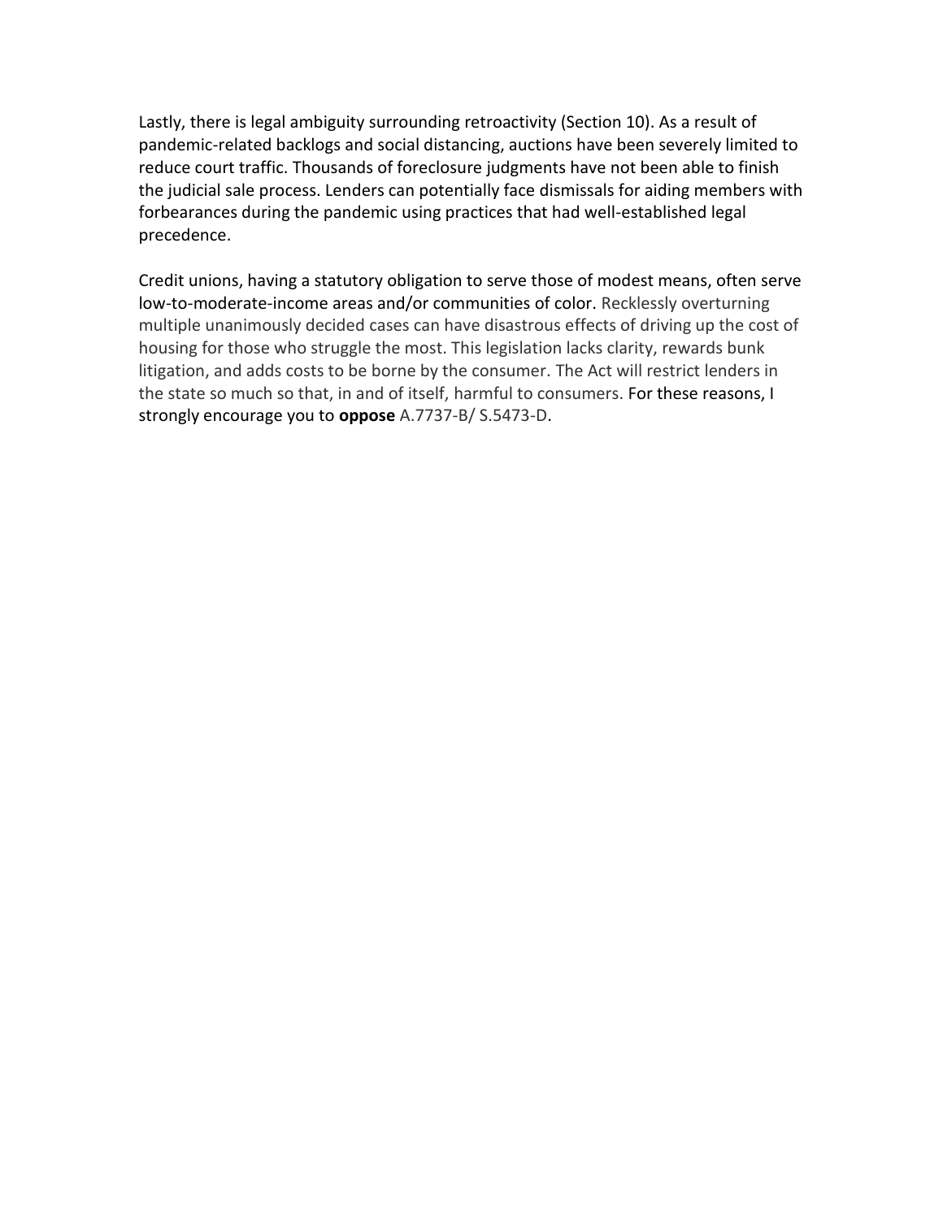Lastly, there is legal ambiguity surrounding retroactivity (Section 10). As a result of pandemic-related backlogs and social distancing, auctions have been severely limited to reduce court traffic. Thousands of foreclosure judgments have not been able to finish the judicial sale process. Lenders can potentially face dismissals for aiding members with forbearances during the pandemic using practices that had well-established legal precedence.

Credit unions, having a statutory obligation to serve those of modest means, often serve low-to-moderate-income areas and/or communities of color. Recklessly overturning multiple unanimously decided cases can have disastrous effects of driving up the cost of housing for those who struggle the most. This legislation lacks clarity, rewards bunk litigation, and adds costs to be borne by the consumer. The Act will restrict lenders in the state so much so that, in and of itself, harmful to consumers. For these reasons, I strongly encourage you to **oppose** A.7737-B/ S.5473-D.